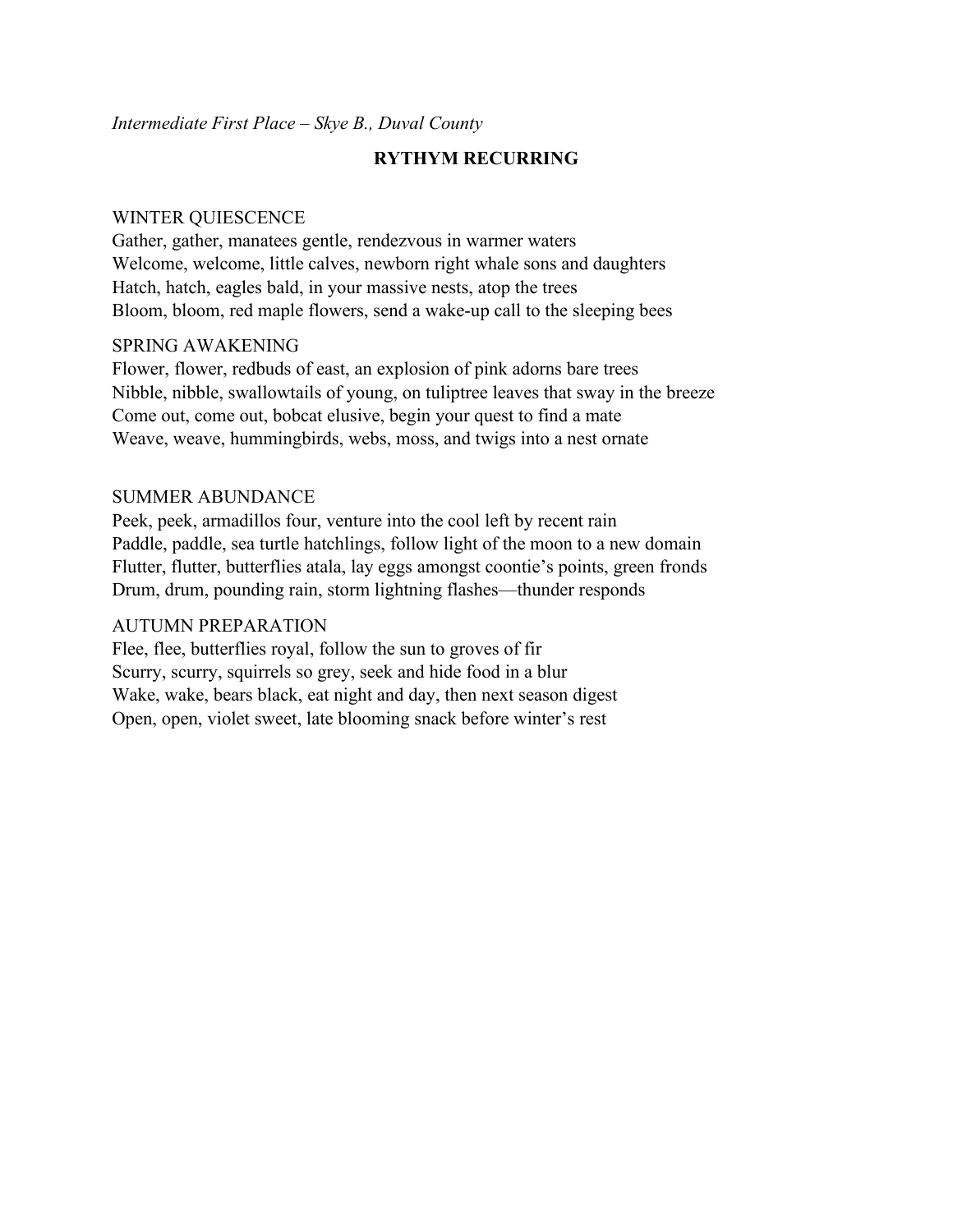*Intermediate First Place – Skye B., Duval County*

# RYTHYM RECURRING

WINTER QUIESCENCE
Gather, gather, manatees gentle, rendezvous in warmer waters
Welcome, welcome, little calves, newborn right whale sons and daughters
Hatch, hatch, eagles bald, in your massive nests, atop the trees
Bloom, bloom, red maple flowers, send a wake-up call to the sleeping bees

SPRING AWAKENING
Flower, flower, redbuds of east, an explosion of pink adorns bare trees
Nibble, nibble, swallowtails of young, on tuliptree leaves that sway in the breeze
Come out, come out, bobcat elusive, begin your quest to find a mate
Weave, weave, hummingbirds, webs, moss, and twigs into a nest ornate

SUMMER ABUNDANCE
Peek, peek, armadillos four, venture into the cool left by recent rain
Paddle, paddle, sea turtle hatchlings, follow light of the moon to a new domain
Flutter, flutter, butterflies atala, lay eggs amongst coontie's points, green fronds
Drum, drum, pounding rain, storm lightning flashes—thunder responds

AUTUMN PREPARATION
Flee, flee, butterflies royal, follow the sun to groves of fir
Scurry, scurry, squirrels so grey, seek and hide food in a blur
Wake, wake, bears black, eat night and day, then next season digest
Open, open, violet sweet, late blooming snack before winter's rest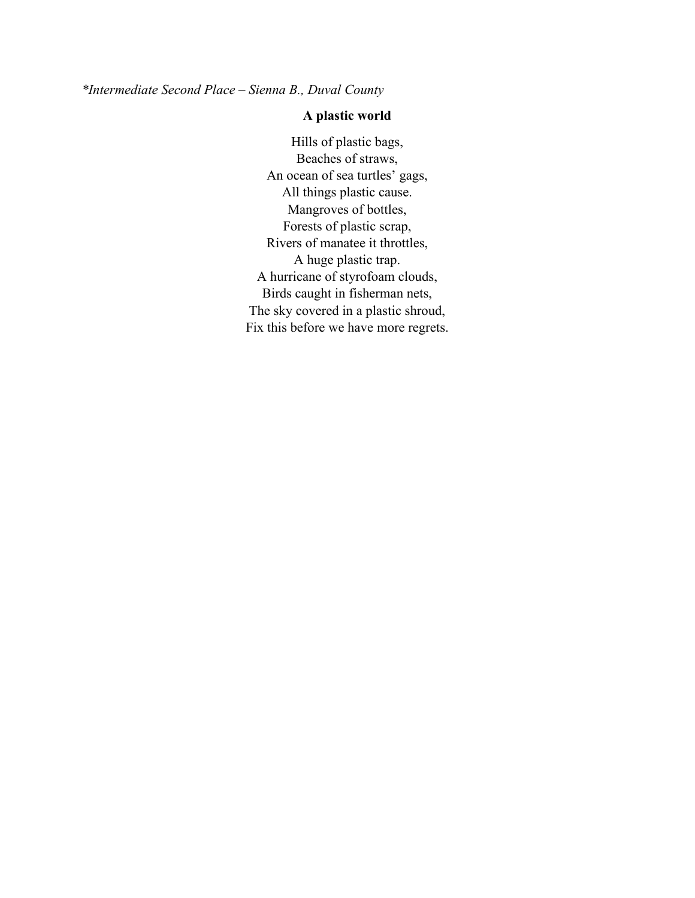*\*Intermediate Second Place – Sienna B., Duval County*

**A plastic world**

Hills of plastic bags,
Beaches of straws,
An ocean of sea turtles' gags,
All things plastic cause.
Mangroves of bottles,
Forests of plastic scrap,
Rivers of manatee it throttles,
A huge plastic trap.
A hurricane of styrofoam clouds,
Birds caught in fisherman nets,
The sky covered in a plastic shroud,
Fix this before we have more regrets.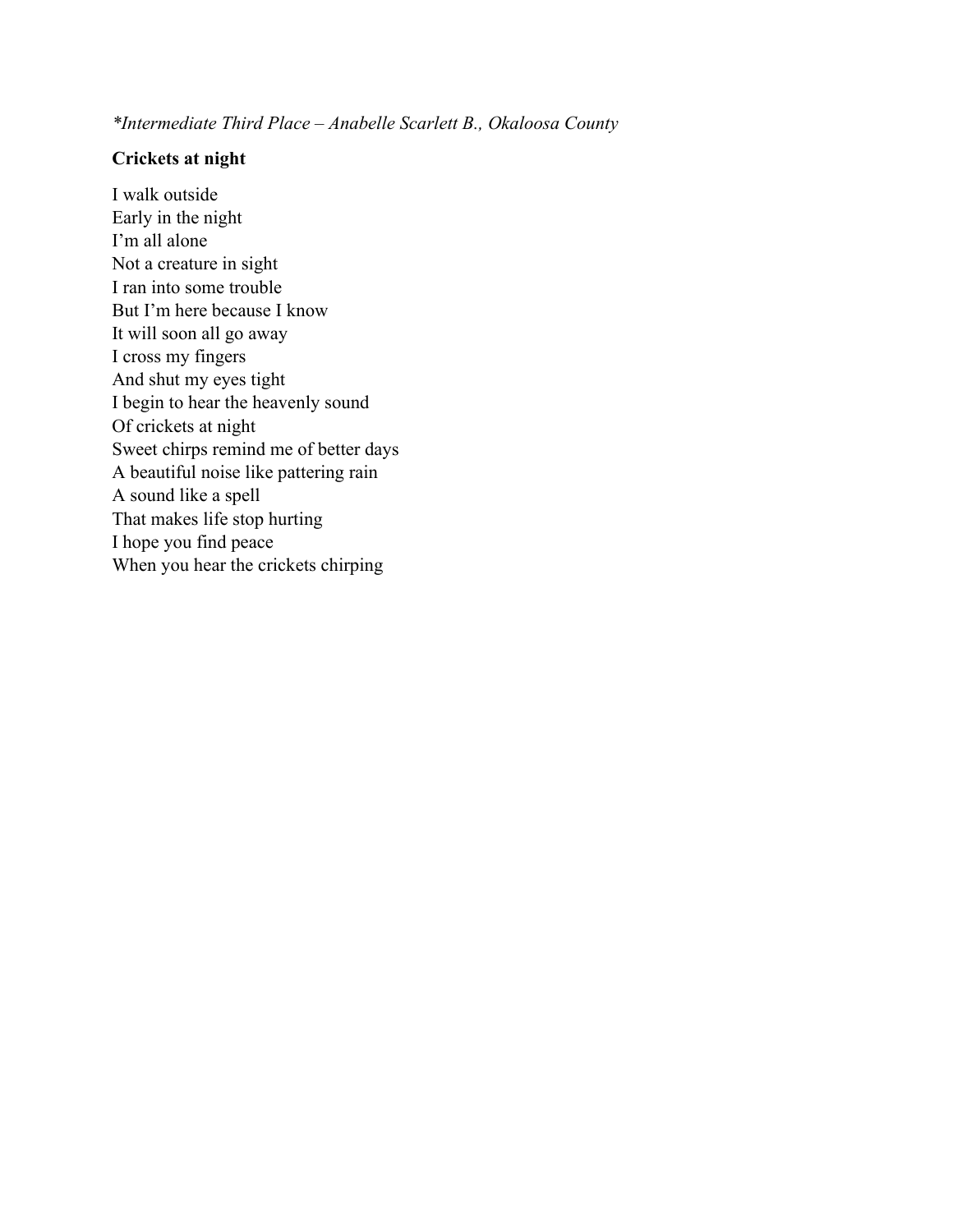*\*Intermediate Third Place – Anabelle Scarlett B., Okaloosa County*

**Crickets at night**

I walk outside  
Early in the night  
I'm all alone  
Not a creature in sight  
I ran into some trouble  
But I'm here because I know  
It will soon all go away  
I cross my fingers  
And shut my eyes tight  
I begin to hear the heavenly sound  
Of crickets at night  
Sweet chirps remind me of better days  
A beautiful noise like pattering rain  
A sound like a spell  
That makes life stop hurting  
I hope you find peace  
When you hear the crickets chirping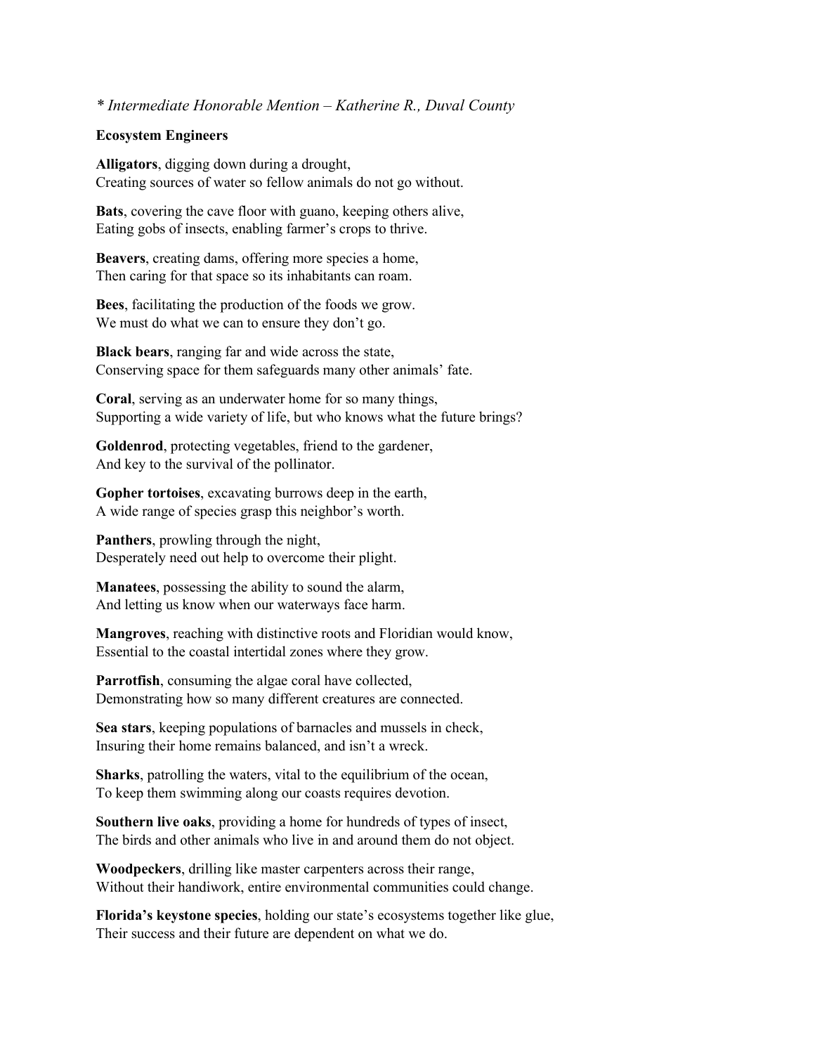*\* Intermediate Honorable Mention – Katherine R., Duval County*

**Ecosystem Engineers**

**Alligators**, digging down during a drought,
Creating sources of water so fellow animals do not go without.

**Bats**, covering the cave floor with guano, keeping others alive,
Eating gobs of insects, enabling farmer's crops to thrive.

**Beavers**, creating dams, offering more species a home,
Then caring for that space so its inhabitants can roam.

**Bees**, facilitating the production of the foods we grow.
We must do what we can to ensure they don't go.

**Black bears**, ranging far and wide across the state,
Conserving space for them safeguards many other animals' fate.

**Coral**, serving as an underwater home for so many things,
Supporting a wide variety of life, but who knows what the future brings?

**Goldenrod**, protecting vegetables, friend to the gardener,
And key to the survival of the pollinator.

**Gopher tortoises**, excavating burrows deep in the earth,
A wide range of species grasp this neighbor's worth.

**Panthers**, prowling through the night,
Desperately need out help to overcome their plight.

**Manatees**, possessing the ability to sound the alarm,
And letting us know when our waterways face harm.

**Mangroves**, reaching with distinctive roots and Floridian would know,
Essential to the coastal intertidal zones where they grow.

**Parrotfish**, consuming the algae coral have collected,
Demonstrating how so many different creatures are connected.

**Sea stars**, keeping populations of barnacles and mussels in check,
Insuring their home remains balanced, and isn't a wreck.

**Sharks**, patrolling the waters, vital to the equilibrium of the ocean,
To keep them swimming along our coasts requires devotion.

**Southern live oaks**, providing a home for hundreds of types of insect,
The birds and other animals who live in and around them do not object.

**Woodpeckers**, drilling like master carpenters across their range,
Without their handiwork, entire environmental communities could change.

**Florida's keystone species**, holding our state's ecosystems together like glue,
Their success and their future are dependent on what we do.